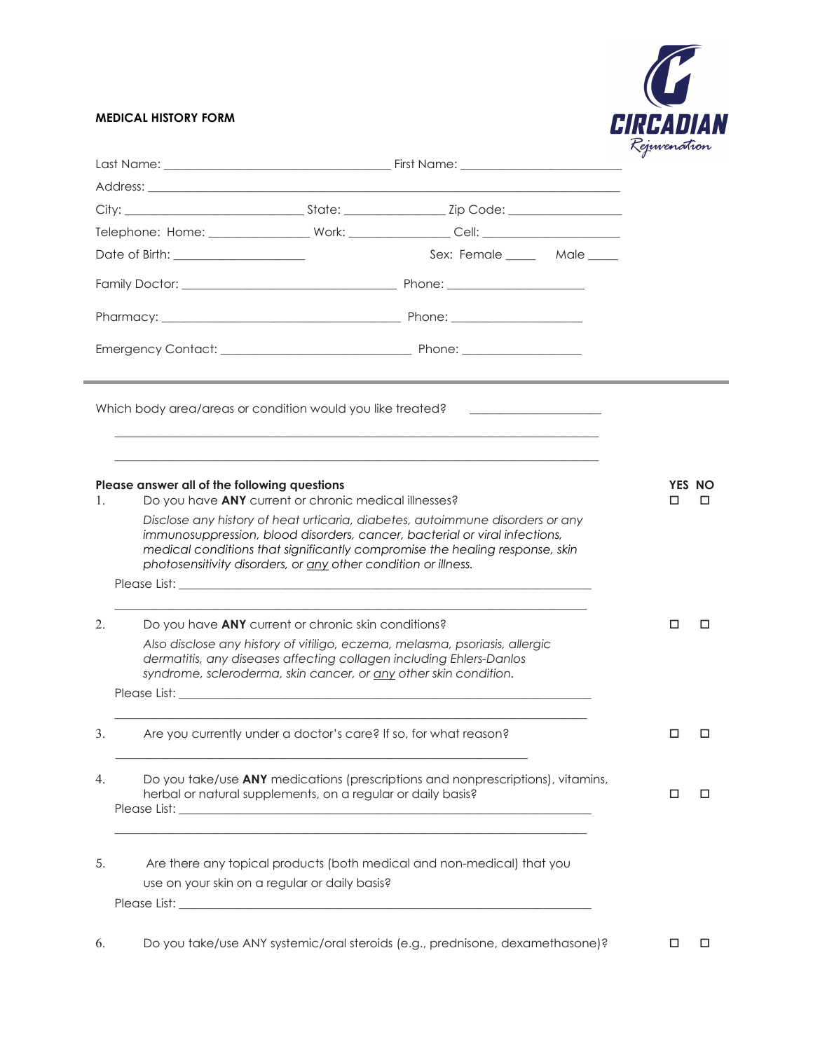**MEDICAL HISTORY FORM**

Last Name: ___________________________________ First Name: _________________________

Address: _______________________________________________________________________________

City: ___________________________ State: _______________ Zip Code: _________________

Telephone: Home: _______________ Work: _______________ Cell: _____________________

Date of Birth: ____________________ Sex: Female _____ Male _____

Family Doctor: _________________________________ Phone: _____________________

Pharmacy: ____________________________________ Phone: ____________________

Emergency Contact: ____________________________ Phone: ___________________

---

Which body area/areas or condition would you like treated? ____________________

_______________________________________________________________________________

_______________________________________________________________________________

**Please answer all of the following questions** **YES NO**

1. Do you have **ANY** current or chronic medical illnesses? ☐ ☐

   *Disclose any history of heat urticaria, diabetes, autoimmune disorders or any immunosuppression, blood disorders, cancer, bacterial or viral infections, medical conditions that significantly compromise the healing response, skin photosensitivity disorders, or any other condition or illness.*

   Please List: _____________________________________________________________________

   _______________________________________________________________________________

2. Do you have **ANY** current or chronic skin conditions? ☐ ☐

   *Also disclose any history of vitiligo, eczema, melasma, psoriasis, allergic dermatitis, any diseases affecting collagen including Ehlers-Danlos syndrome, scleroderma, skin cancer, or any other skin condition.*

   Please List: _____________________________________________________________________

   _______________________________________________________________________________

3. Are you currently under a doctor's care? If so, for what reason? ☐ ☐

   ___________________________________________________________________

4. Do you take/use **ANY** medications (prescriptions and nonprescriptions), vitamins, herbal or natural supplements, on a regular or daily basis? ☐ ☐

   Please List: _____________________________________________________________________

   _______________________________________________________________________________

5. Are there any topical products (both medical and non-medical) that you use on your skin on a regular or daily basis?

   Please List: _____________________________________________________________________

6. Do you take/use ANY systemic/oral steroids (e.g., prednisone, dexamethasone)? ☐ ☐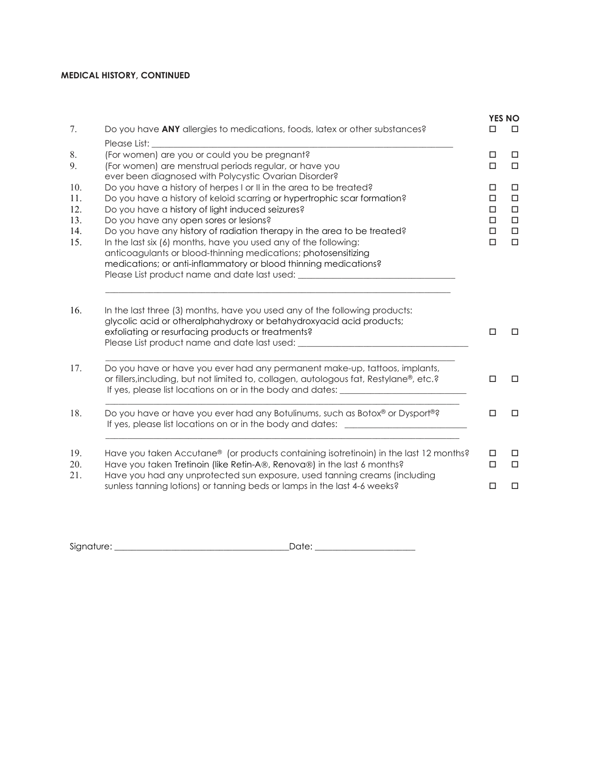**MEDICAL HISTORY, CONTINUED**

| # | Question | YES | NO |
|---|---|---|---|
| 7. | Do you have **ANY** allergies to medications, foods, latex or other substances? Please List: ____________________ | ☐ | ☐ |
| 8. | (For women) are you or could you be pregnant? | ☐ | ☐ |
| 9. | (For women) are menstrual periods regular, or have you ever been diagnosed with Polycystic Ovarian Disorder? | ☐ | ☐ |
| 10. | Do you have a history of herpes I or II in the area to be treated? | ☐ | ☐ |
| 11. | Do you have a history of keloid scarring or hypertrophic scar formation? | ☐ | ☐ |
| 12. | Do you have a history of light induced seizures? | ☐ | ☐ |
| 13. | Do you have any open sores or lesions? | ☐ | ☐ |
| 14. | Do you have any history of radiation therapy in the area to be treated? | ☐ | ☐ |
| 15. | In the last six (6) months, have you used any of the following: anticoagulants or blood-thinning medications; photosensitizing medications; or anti-inflammatory or blood thinning medications? Please List product name and date last used: ____________________ | ☐ | ☐ |
| 16. | In the last three (3) months, have you used any of the following products: glycolic acid or otheralphahydroxy or betahydroxyacid acid products; exfoliating or resurfacing products or treatments? Please List product name and date last used: ____________________ | ☐ | ☐ |
| 17. | Do you have or have you ever had any permanent make-up, tattoos, implants, or fillers,including, but not limited to, collagen, autologous fat, Restylane®, etc.? If yes, please list locations on or in the body and dates: ____________________ | ☐ | ☐ |
| 18. | Do you have or have you ever had any Botulinums, such as Botox® or Dysport®? If yes, please list locations on or in the body and dates: ____________________ | ☐ | ☐ |
| 19. | Have you taken Accutane® (or products containing isotretinoin) in the last 12 months? | ☐ | ☐ |
| 20. | Have you taken Tretinoin (like Retin-A®, Renova®) in the last 6 months? | ☐ | ☐ |
| 21. | Have you had any unprotected sun exposure, used tanning creams (including sunless tanning lotions) or tanning beds or lamps in the last 4-6 weeks? | ☐ | ☐ |

Signature: ________________________________ Date: ____________________